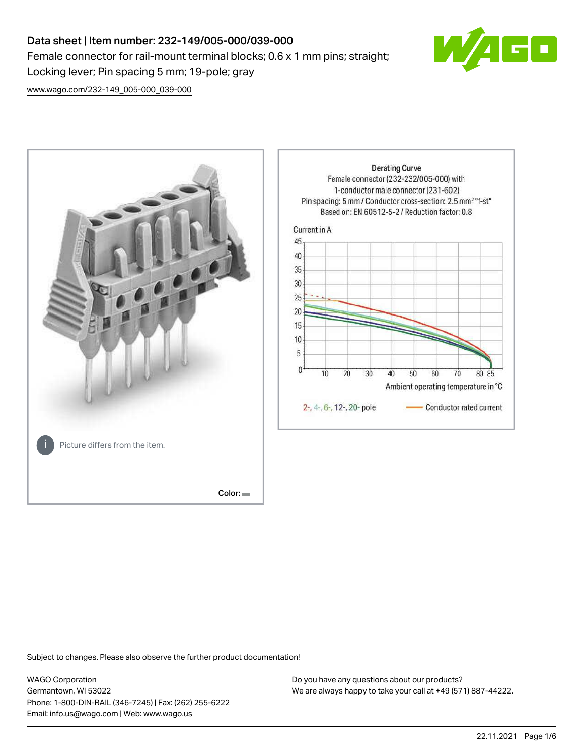# Data sheet | Item number: 232-149/005-000/039-000

Female connector for rail-mount terminal blocks; 0.6 x 1 mm pins; straight; Locking lever; Pin spacing 5 mm; 19-pole; gray

www.wago.com/232-149_005-000_039-000

Picture differs from the item.

Color:

Derating Curve
Female connector (232-232/005-000) with 1-conductor male connector (231-602)
Pin spacing: 5 mm / Conductor cross-section: 2.5 mm² "f-st"
Based on: EN 60512-5-2 / Reduction factor: 0.8

Current in A

Ambient operating temperature in °C

2-, 4-, 6-, 12-, 20- pole — Conductor rated current

Subject to changes. Please also observe the further product documentation!

WAGO Corporation
Germantown, WI 53022
Phone: 1-800-DIN-RAIL (346-7245) | Fax: (262) 255-6222
Email: info.us@wago.com | Web: www.wago.us

Do you have any questions about our products?
We are always happy to take your call at +49 (571) 887-44222.

22.11.2021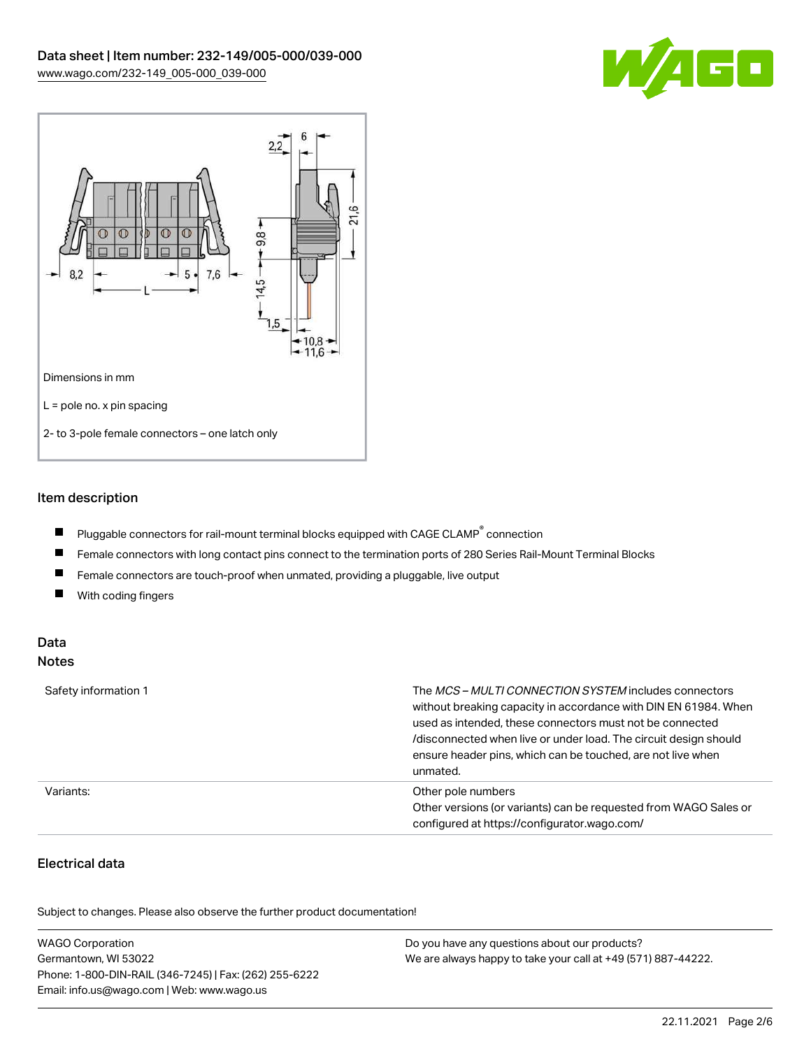Dimensions in mm

L = pole no. x pin spacing

2- to 3-pole female connectors – one latch only

## Item description

- Pluggable connectors for rail-mount terminal blocks equipped with CAGE CLAMP® connection
- Female connectors with long contact pins connect to the termination ports of 280 Series Rail-Mount Terminal Blocks
- Female connectors are touch-proof when unmated, providing a pluggable, live output
- With coding fingers

## Data

### Notes

| | |
|---|---|
| Safety information 1 | The *MCS – MULTI CONNECTION SYSTEM* includes connectors without breaking capacity in accordance with DIN EN 61984. When used as intended, these connectors must not be connected /disconnected when live or under load. The circuit design should ensure header pins, which can be touched, are not live when unmated. |
| Variants: | Other pole numbers<br>Other versions (or variants) can be requested from WAGO Sales or configured at https://configurator.wago.com/ |

### Electrical data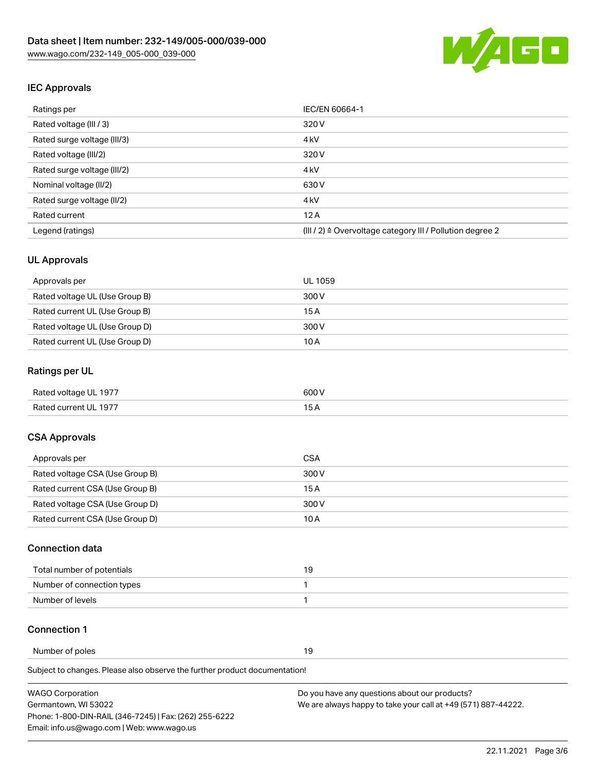## IEC Approvals

| Ratings per | IEC/EN 60664-1 |
| --- | --- |
| Rated voltage (III / 3) | 320 V |
| Rated surge voltage (III/3) | 4 kV |
| Rated voltage (III/2) | 320 V |
| Rated surge voltage (III/2) | 4 kV |
| Nominal voltage (II/2) | 630 V |
| Rated surge voltage (II/2) | 4 kV |
| Rated current | 12 A |
| Legend (ratings) | (III / 2) ≙ Overvoltage category III / Pollution degree 2 |

## UL Approvals

| Approvals per | UL 1059 |
| --- | --- |
| Rated voltage UL (Use Group B) | 300 V |
| Rated current UL (Use Group B) | 15 A |
| Rated voltage UL (Use Group D) | 300 V |
| Rated current UL (Use Group D) | 10 A |

## Ratings per UL

| Rated voltage UL 1977 | 600 V |
| --- | --- |
| Rated current UL 1977 | 15 A |

## CSA Approvals

| Approvals per | CSA |
| --- | --- |
| Rated voltage CSA (Use Group B) | 300 V |
| Rated current CSA (Use Group B) | 15 A |
| Rated voltage CSA (Use Group D) | 300 V |
| Rated current CSA (Use Group D) | 10 A |

## Connection data

| Total number of potentials | 19 |
| --- | --- |
| Number of connection types | 1 |
| Number of levels | 1 |

## Connection 1

| Number of poles | 19 |
| --- | --- |

Subject to changes. Please also observe the further product documentation!

WAGO Corporation
Germantown, WI 53022
Phone: 1-800-DIN-RAIL (346-7245) | Fax: (262) 255-6222
Email: info.us@wago.com | Web: www.wago.us

Do you have any questions about our products?
We are always happy to take your call at +49 (571) 887-44222.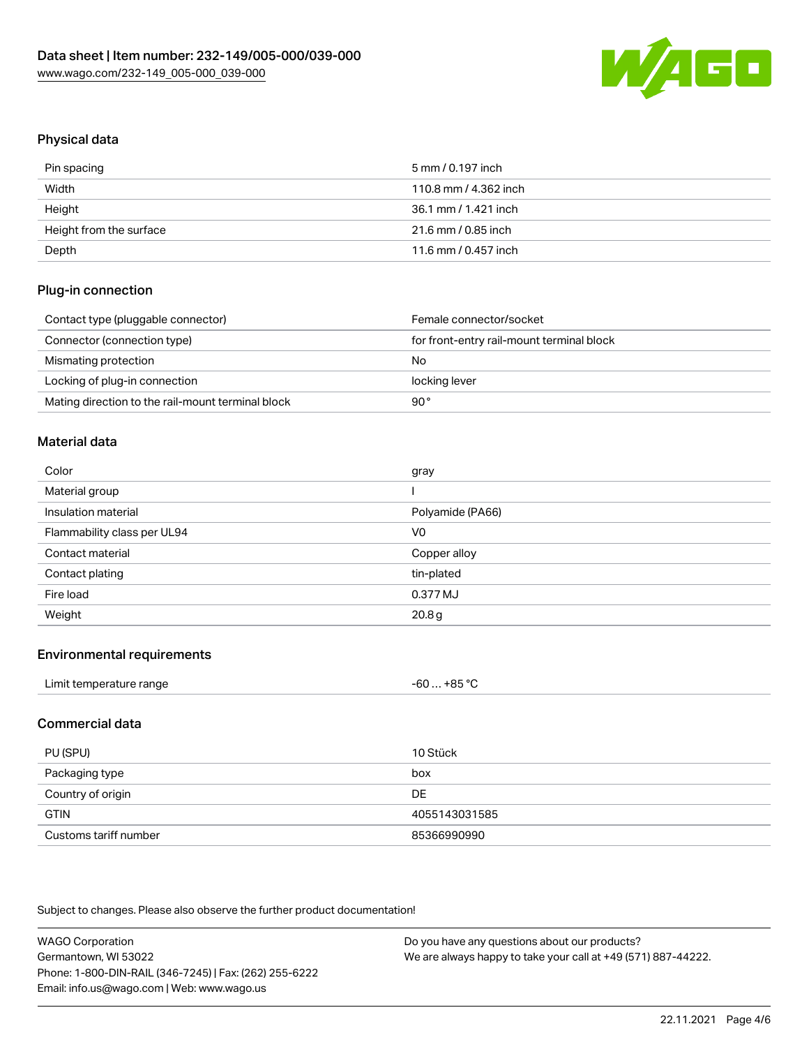## Physical data

| Pin spacing | 5 mm / 0.197 inch |
| --- | --- |
| Width | 110.8 mm / 4.362 inch |
| Height | 36.1 mm / 1.421 inch |
| Height from the surface | 21.6 mm / 0.85 inch |
| Depth | 11.6 mm / 0.457 inch |

## Plug-in connection

| Contact type (pluggable connector) | Female connector/socket |
| --- | --- |
| Connector (connection type) | for front-entry rail-mount terminal block |
| Mismating protection | No |
| Locking of plug-in connection | locking lever |
| Mating direction to the rail-mount terminal block | 90 ° |

## Material data

| Color | gray |
| --- | --- |
| Material group | I |
| Insulation material | Polyamide (PA66) |
| Flammability class per UL94 | V0 |
| Contact material | Copper alloy |
| Contact plating | tin-plated |
| Fire load | 0.377 MJ |
| Weight | 20.8 g |

## Environmental requirements

| Limit temperature range | -60 … +85 °C |
| --- | --- |

## Commercial data

| PU (SPU) | 10 Stück |
| --- | --- |
| Packaging type | box |
| Country of origin | DE |
| GTIN | 4055143031585 |
| Customs tariff number | 85366990990 |

Subject to changes. Please also observe the further product documentation!

WAGO Corporation
Germantown, WI 53022
Phone: 1-800-DIN-RAIL (346-7245) | Fax: (262) 255-6222
Email: info.us@wago.com | Web: www.wago.us

Do you have any questions about our products?
We are always happy to take your call at +49 (571) 887-44222.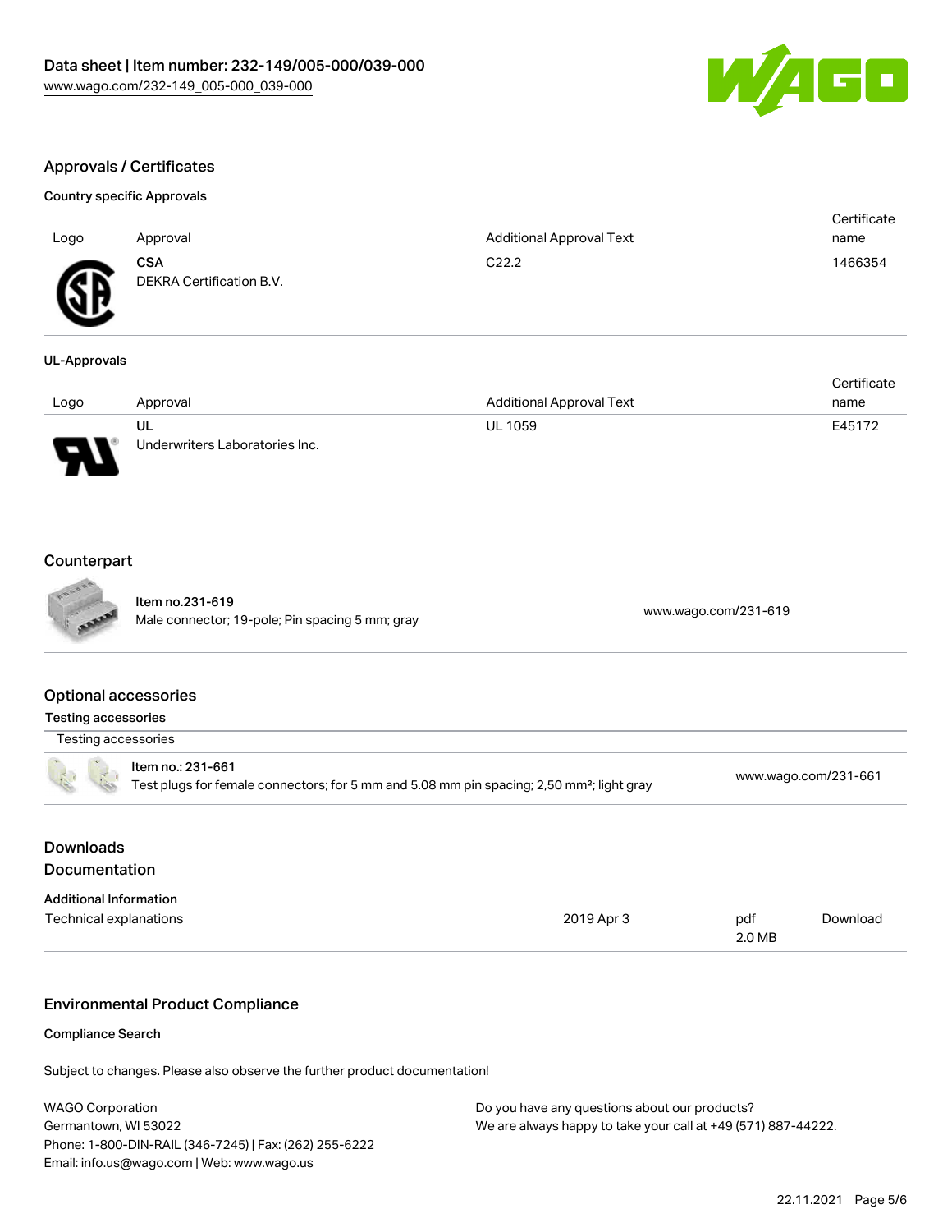## Approvals / Certificates

### Country specific Approvals

| Logo | Approval | Additional Approval Text | Certificate name |
| --- | --- | --- | --- |
| | **CSA**<br>DEKRA Certification B.V. | C22.2 | 1466354 |

### UL-Approvals

| Logo | Approval | Additional Approval Text | Certificate name |
| --- | --- | --- | --- |
| | **UL**<br>Underwriters Laboratories Inc. | UL 1059 | E45172 |

## Counterpart

| | | |
| --- | --- | --- |
| | **Item no.231-619**<br>Male connector; 19-pole; Pin spacing 5 mm; gray | www.wago.com/231-619 |

## Optional accessories

### Testing accessories

| Testing accessories | | |
| --- | --- | --- |
| | **Item no.: 231-661**<br>Test plugs for female connectors; for 5 mm and 5.08 mm pin spacing; 2,50 mm²; light gray | www.wago.com/231-661 |

## Downloads
## Documentation

### Additional Information

| | | | |
| --- | --- | --- | --- |
| Technical explanations | 2019 Apr 3 | pdf<br>2.0 MB | Download |

## Environmental Product Compliance

### Compliance Search

Subject to changes. Please also observe the further product documentation!

WAGO Corporation
Germantown, WI 53022
Phone: 1-800-DIN-RAIL (346-7245) | Fax: (262) 255-6222
Email: info.us@wago.com | Web: www.wago.us

Do you have any questions about our products?
We are always happy to take your call at +49 (571) 887-44222.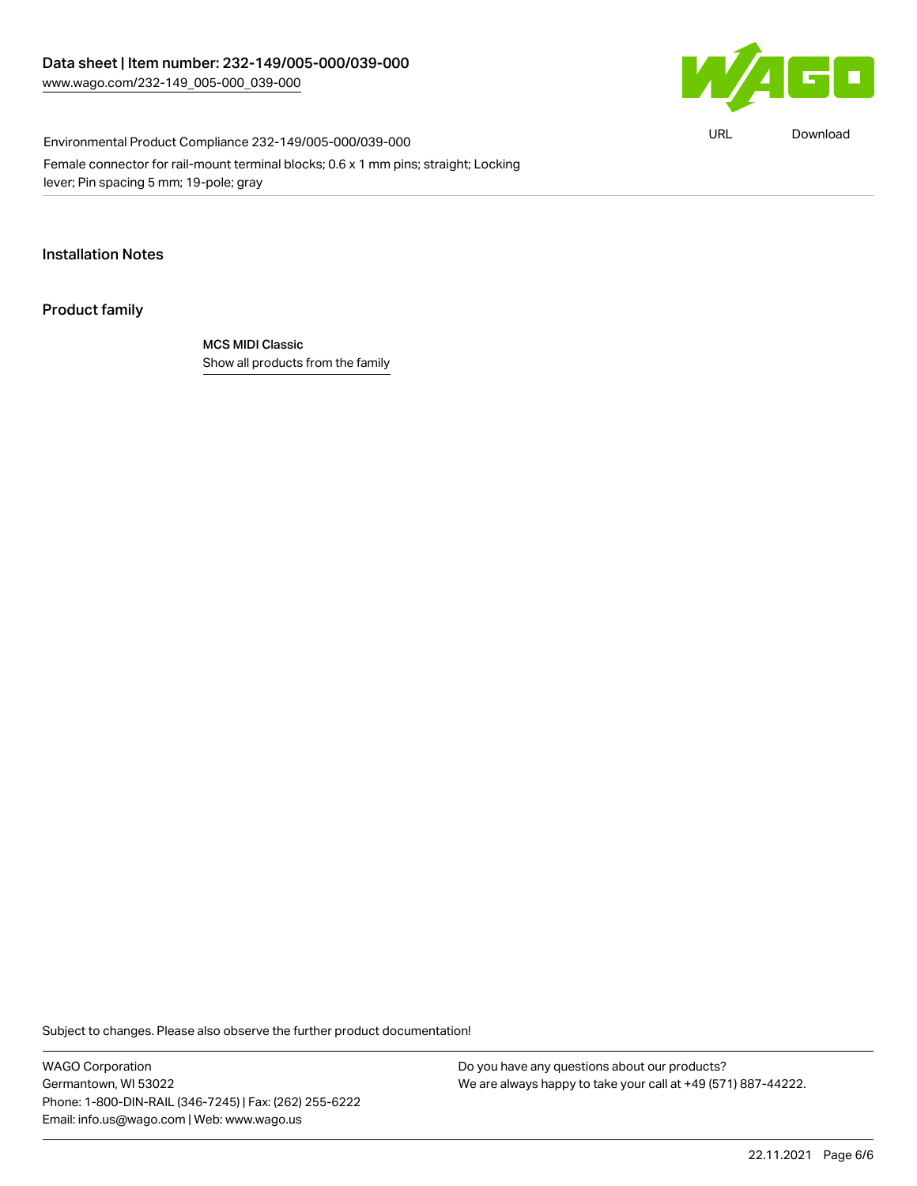Environmental Product Compliance 232-149/005-000/039-000

Female connector for rail-mount terminal blocks; 0.6 x 1 mm pins; straight; Locking lever; Pin spacing 5 mm; 19-pole; gray

## Installation Notes

## Product family

**MCS MIDI Classic**
Show all products from the family

Subject to changes. Please also observe the further product documentation!

WAGO Corporation
Germantown, WI 53022
Phone: 1-800-DIN-RAIL (346-7245) | Fax: (262) 255-6222
Email: info.us@wago.com | Web: www.wago.us

Do you have any questions about our products?
We are always happy to take your call at +49 (571) 887-44222.